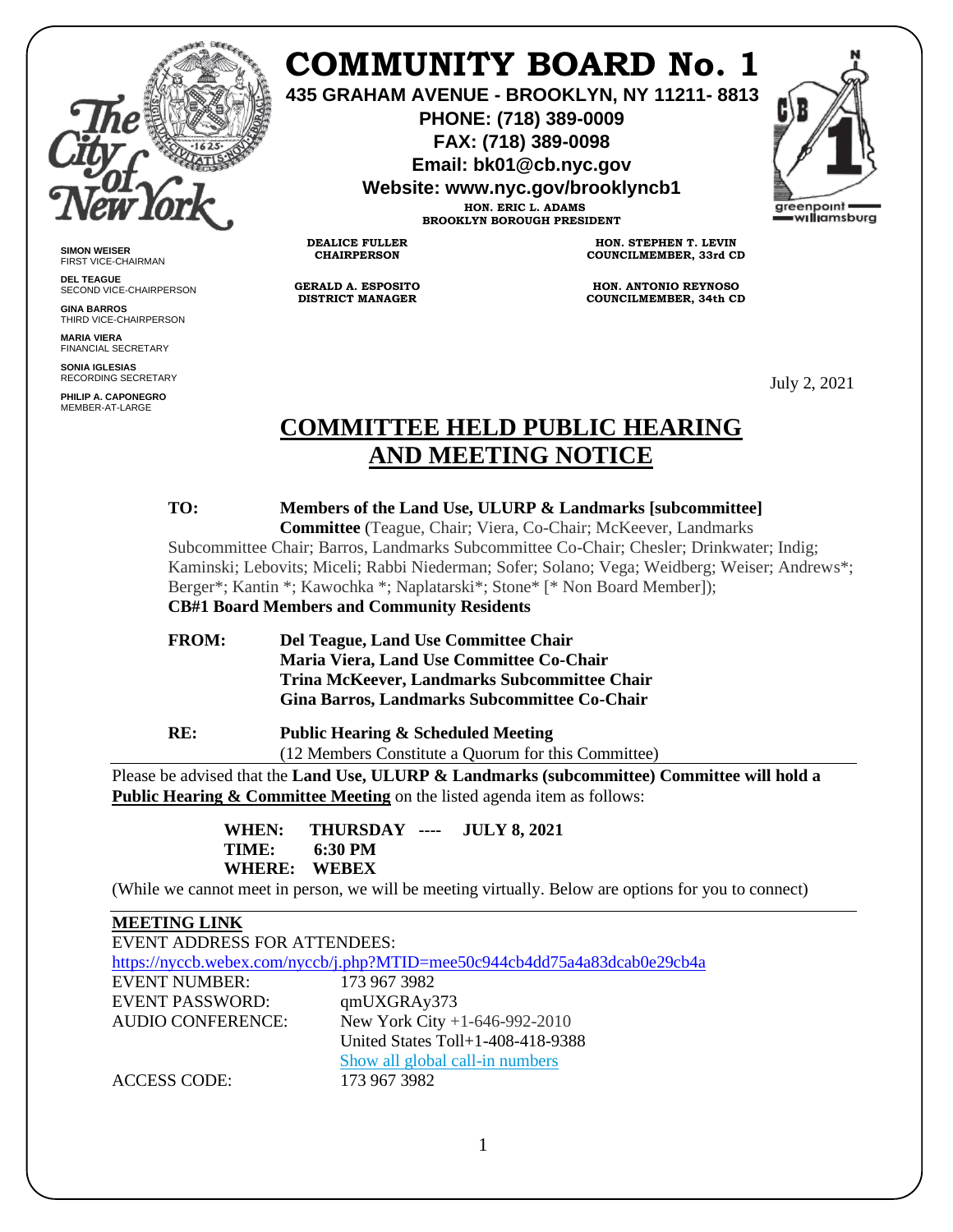# COMMUNITY BOARD No. 1

**435 GRAHAM AVENUE - BROOKLYN, NY 11211- 8813**
**PHONE: (718) 389-0009**
**FAX: (718) 389-0098**
**Email: bk01@cb.nyc.gov**
**Website: www.nyc.gov/brooklyncb1**

**HON. ERIC L. ADAMS**
**BROOKLYN BOROUGH PRESIDENT**

**SIMON WEISER**
FIRST VICE-CHAIRMAN

**DEL TEAGUE**
SECOND VICE-CHAIRPERSON

**GINA BARROS**
THIRD VICE-CHAIRPERSON

**MARIA VIERA**
FINANCIAL SECRETARY

**SONIA IGLESIAS**
RECORDING SECRETARY

**PHILIP A. CAPONEGRO**
MEMBER-AT-LARGE

**DEALICE FULLER**
**CHAIRPERSON**

**GERALD A. ESPOSITO**
**DISTRICT MANAGER**

**HON. STEPHEN T. LEVIN**
**COUNCILMEMBER, 33rd CD**

**HON. ANTONIO REYNOSO**
**COUNCILMEMBER, 34th CD**

greenpoint williamsburg

July 2, 2021

## COMMITTEE HELD PUBLIC HEARING AND MEETING NOTICE

**TO:** **Members of the Land Use, ULURP & Landmarks [subcommittee] Committee** (Teague, Chair; Viera, Co-Chair; McKeever, Landmarks Subcommittee Chair; Barros, Landmarks Subcommittee Co-Chair; Chesler; Drinkwater; Indig; Kaminski; Lebovits; Miceli; Rabbi Niederman; Sofer; Solano; Vega; Weidberg; Weiser; Andrews*; Berger*; Kantin *; Kawochka *; Naplatarski*; Stone* [* Non Board Member]);
**CB#1 Board Members and Community Residents**

**FROM:** **Del Teague, Land Use Committee Chair**
**Maria Viera, Land Use Committee Co-Chair**
**Trina McKeever, Landmarks Subcommittee Chair**
**Gina Barros, Landmarks Subcommittee Co-Chair**

**RE:** **Public Hearing & Scheduled Meeting**
(12 Members Constitute a Quorum for this Committee)

Please be advised that the **Land Use, ULURP & Landmarks (subcommittee) Committee will hold a Public Hearing & Committee Meeting** on the listed agenda item as follows:

**WHEN: THURSDAY ---- JULY 8, 2021**
**TIME: 6:30 PM**
**WHERE: WEBEX**

(While we cannot meet in person, we will be meeting virtually. Below are options for you to connect)

**MEETING LINK**

EVENT ADDRESS FOR ATTENDEES:
https://nyccb.webex.com/nyccb/j.php?MTID=mee50c944cb4dd75a4a83dcab0e29cb4a

| | |
|---|---|
| EVENT NUMBER: | 173 967 3982 |
| EVENT PASSWORD: | qmUXGRAy373 |
| AUDIO CONFERENCE: | New York City +1-646-992-2010<br>United States Toll+1-408-418-9388<br>Show all global call-in numbers |
| ACCESS CODE: | 173 967 3982 |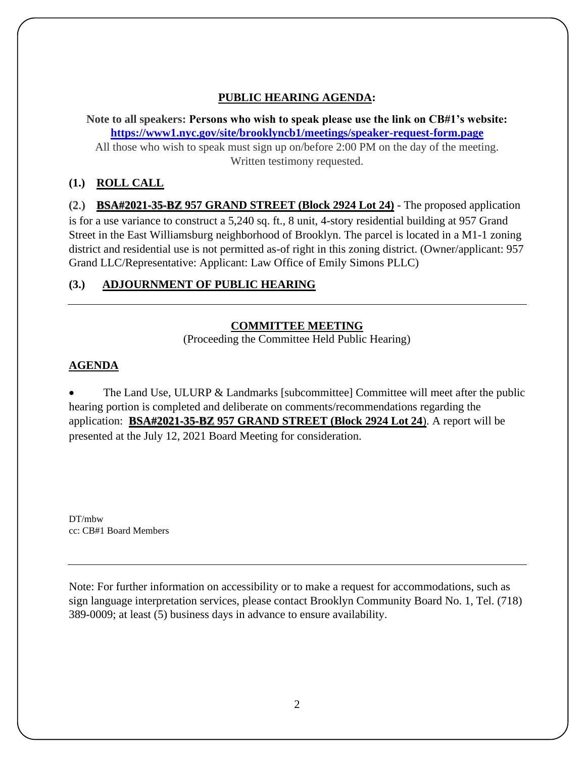## **PUBLIC HEARING AGENDA:**

**Note to all speakers: Persons who wish to speak please use the link on CB#1's website:**
**https://www1.nyc.gov/site/brooklyncb1/meetings/speaker-request-form.page**

All those who wish to speak must sign up on/before 2:00 PM on the day of the meeting. Written testimony requested.

**(1.) ROLL CALL**

**(2.) BSA#2021-35-BZ 957 GRAND STREET (Block 2924 Lot 24)** - The proposed application is for a use variance to construct a 5,240 sq. ft., 8 unit, 4-story residential building at 957 Grand Street in the East Williamsburg neighborhood of Brooklyn. The parcel is located in a M1-1 zoning district and residential use is not permitted as-of right in this zoning district. (Owner/applicant: 957 Grand LLC/Representative: Applicant: Law Office of Emily Simons PLLC)

**(3.) ADJOURNMENT OF PUBLIC HEARING**

---

## **COMMITTEE MEETING**

(Proceeding the Committee Held Public Hearing)

**AGENDA**

- The Land Use, ULURP & Landmarks [subcommittee] Committee will meet after the public hearing portion is completed and deliberate on comments/recommendations regarding the application: **BSA#2021-35-BZ 957 GRAND STREET (Block 2924 Lot 24**). A report will be presented at the July 12, 2021 Board Meeting for consideration.

DT/mbw
cc: CB#1 Board Members

---

Note: For further information on accessibility or to make a request for accommodations, such as sign language interpretation services, please contact Brooklyn Community Board No. 1, Tel. (718) 389-0009; at least (5) business days in advance to ensure availability.